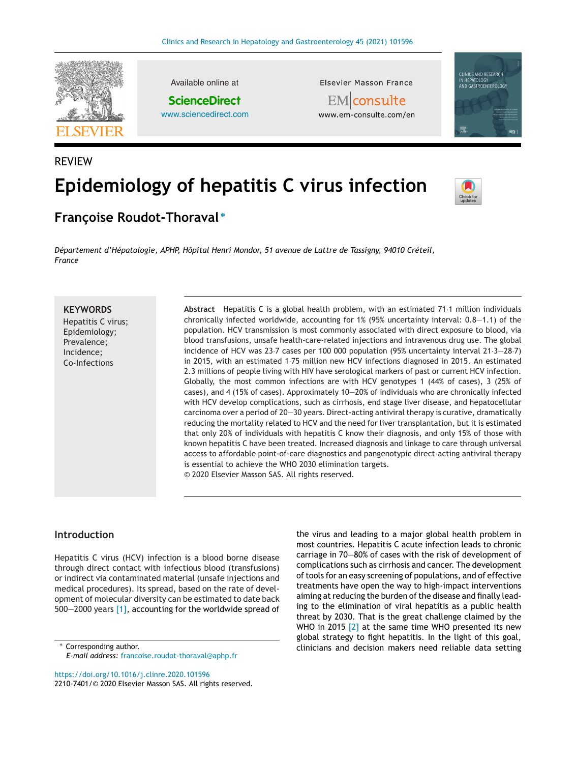REVIEW

# Epidemiology of hepatitis C virus infection

## Françoise Roudot-Thoraval*

*Département d'Hépatologie, APHP, Hôpital Henri Mondor, 51 avenue de Lattre de Tassigny, 94010 Créteil, France*

**KEYWORDS**
Hepatitis C virus;
Epidemiology;
Prevalence;
Incidence;
Co-Infections

**Abstract** Hepatitis C is a global health problem, with an estimated 71·1 million individuals chronically infected worldwide, accounting for 1% (95% uncertainty interval: 0.8—1.1) of the population. HCV transmission is most commonly associated with direct exposure to blood, via blood transfusions, unsafe health-care-related injections and intravenous drug use. The global incidence of HCV was 23·7 cases per 100 000 population (95% uncertainty interval 21·3—28·7) in 2015, with an estimated 1·75 million new HCV infections diagnosed in 2015. An estimated 2.3 millions of people living with HIV have serological markers of past or current HCV infection. Globally, the most common infections are with HCV genotypes 1 (44% of cases), 3 (25% of cases), and 4 (15% of cases). Approximately 10—20% of individuals who are chronically infected with HCV develop complications, such as cirrhosis, end stage liver disease, and hepatocellular carcinoma over a period of 20—30 years. Direct-acting antiviral therapy is curative, dramatically reducing the mortality related to HCV and the need for liver transplantation, but it is estimated that only 20% of individuals with hepatitis C know their diagnosis, and only 15% of those with known hepatitis C have been treated. Increased diagnosis and linkage to care through universal access to affordable point-of-care diagnostics and pangenotypic direct-acting antiviral therapy is essential to achieve the WHO 2030 elimination targets.
© 2020 Elsevier Masson SAS. All rights reserved.

## Introduction

Hepatitis C virus (HCV) infection is a blood borne disease through direct contact with infectious blood (transfusions) or indirect via contaminated material (unsafe injections and medical procedures). Its spread, based on the rate of development of molecular diversity can be estimated to date back 500—2000 years [1], accounting for the worldwide spread of the virus and leading to a major global health problem in most countries. Hepatitis C acute infection leads to chronic carriage in 70—80% of cases with the risk of development of complications such as cirrhosis and cancer. The development of tools for an easy screening of populations, and of effective treatments have open the way to high-impact interventions aiming at reducing the burden of the disease and finally leading to the elimination of viral hepatitis as a public health threat by 2030. That is the great challenge claimed by the WHO in 2015 [2] at the same time WHO presented its new global strategy to fight hepatitis. In the light of this goal, clinicians and decision makers need reliable data setting

* Corresponding author.
*E-mail address:* francoise.roudot-thoraval@aphp.fr

https://doi.org/10.1016/j.clinre.2020.101596
2210-7401/© 2020 Elsevier Masson SAS. All rights reserved.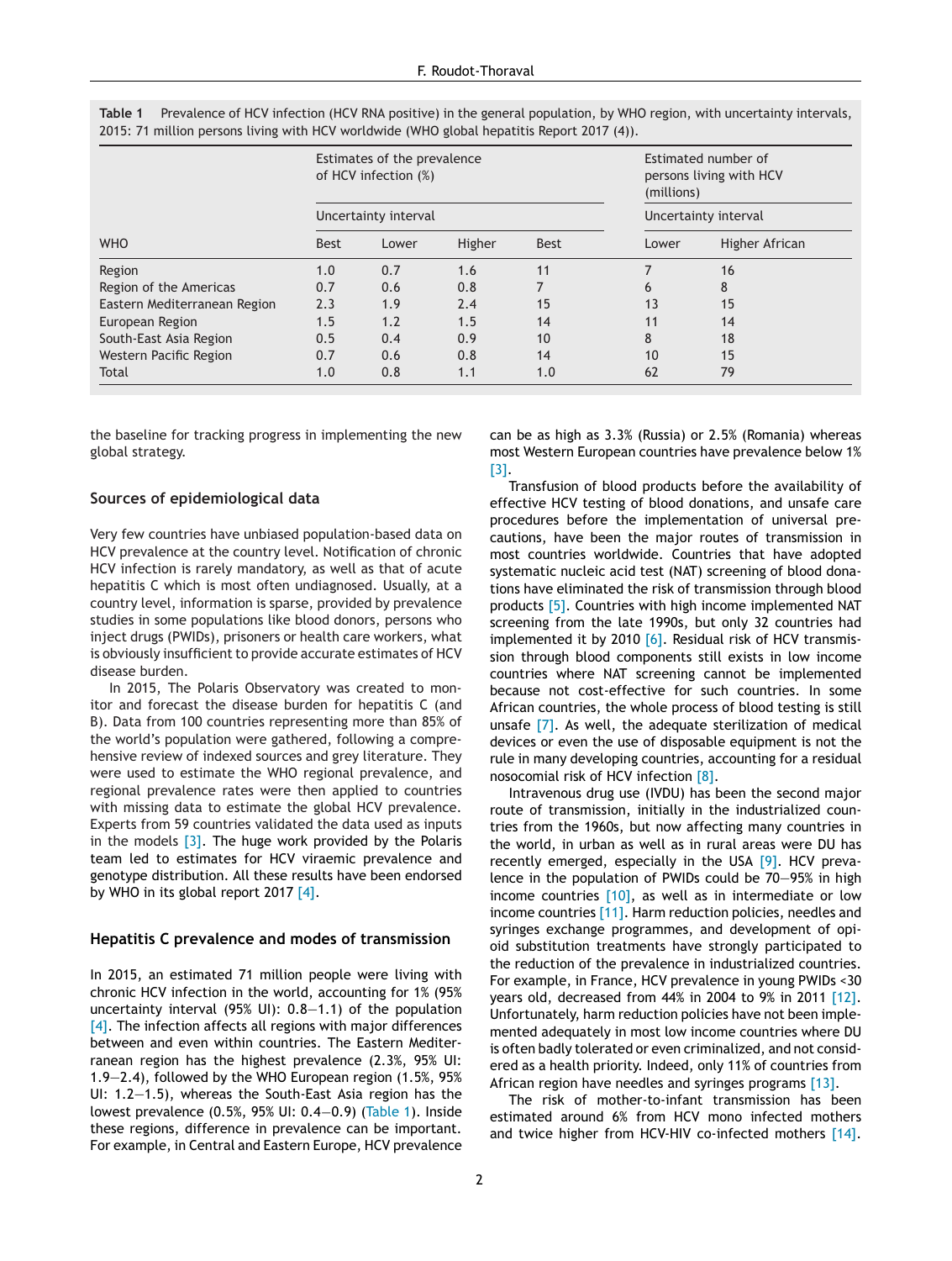**Table 1** Prevalence of HCV infection (HCV RNA positive) in the general population, by WHO region, with uncertainty intervals, 2015: 71 million persons living with HCV worldwide (WHO global hepatitis Report 2017 (4)).

| WHO | Estimates of the prevalence of HCV infection (%) | | | Estimated number of persons living with HCV (millions) | | |
|---|---|---|---|---|---|---|
| | Uncertainty interval | | | Uncertainty interval | | |
| | Best | Lower | Higher | Best | Lower | Higher African |
| Region | 1.0 | 0.7 | 1.6 | 11 | 7 | 16 |
| Region of the Americas | 0.7 | 0.6 | 0.8 | 7 | 6 | 8 |
| Eastern Mediterranean Region | 2.3 | 1.9 | 2.4 | 15 | 13 | 15 |
| European Region | 1.5 | 1.2 | 1.5 | 14 | 11 | 14 |
| South-East Asia Region | 0.5 | 0.4 | 0.9 | 10 | 8 | 18 |
| Western Pacific Region | 0.7 | 0.6 | 0.8 | 14 | 10 | 15 |
| Total | 1.0 | 0.8 | 1.1 | 1.0 | 62 | 79 |

the baseline for tracking progress in implementing the new global strategy.

## Sources of epidemiological data

Very few countries have unbiased population-based data on HCV prevalence at the country level. Notification of chronic HCV infection is rarely mandatory, as well as that of acute hepatitis C which is most often undiagnosed. Usually, at a country level, information is sparse, provided by prevalence studies in some populations like blood donors, persons who inject drugs (PWIDs), prisoners or health care workers, what is obviously insufficient to provide accurate estimates of HCV disease burden.

In 2015, The Polaris Observatory was created to monitor and forecast the disease burden for hepatitis C (and B). Data from 100 countries representing more than 85% of the world's population were gathered, following a comprehensive review of indexed sources and grey literature. They were used to estimate the WHO regional prevalence, and regional prevalence rates were then applied to countries with missing data to estimate the global HCV prevalence. Experts from 59 countries validated the data used as inputs in the models [3]. The huge work provided by the Polaris team led to estimates for HCV viraemic prevalence and genotype distribution. All these results have been endorsed by WHO in its global report 2017 [4].

## Hepatitis C prevalence and modes of transmission

In 2015, an estimated 71 million people were living with chronic HCV infection in the world, accounting for 1% (95% uncertainty interval (95% UI): 0.8—1.1) of the population [4]. The infection affects all regions with major differences between and even within countries. The Eastern Mediterranean region has the highest prevalence (2.3%, 95% UI: 1.9—2.4), followed by the WHO European region (1.5%, 95% UI: 1.2—1.5), whereas the South-East Asia region has the lowest prevalence (0.5%, 95% UI: 0.4—0.9) (Table 1). Inside these regions, difference in prevalence can be important. For example, in Central and Eastern Europe, HCV prevalence can be as high as 3.3% (Russia) or 2.5% (Romania) whereas most Western European countries have prevalence below 1% [3].

Transfusion of blood products before the availability of effective HCV testing of blood donations, and unsafe care procedures before the implementation of universal precautions, have been the major routes of transmission in most countries worldwide. Countries that have adopted systematic nucleic acid test (NAT) screening of blood donations have eliminated the risk of transmission through blood products [5]. Countries with high income implemented NAT screening from the late 1990s, but only 32 countries had implemented it by 2010 [6]. Residual risk of HCV transmission through blood components still exists in low income countries where NAT screening cannot be implemented because not cost-effective for such countries. In some African countries, the whole process of blood testing is still unsafe [7]. As well, the adequate sterilization of medical devices or even the use of disposable equipment is not the rule in many developing countries, accounting for a residual nosocomial risk of HCV infection [8].

Intravenous drug use (IVDU) has been the second major route of transmission, initially in the industrialized countries from the 1960s, but now affecting many countries in the world, in urban as well as in rural areas were DU has recently emerged, especially in the USA [9]. HCV prevalence in the population of PWIDs could be 70—95% in high income countries [10], as well as in intermediate or low income countries [11]. Harm reduction policies, needles and syringes exchange programmes, and development of opioid substitution treatments have strongly participated to the reduction of the prevalence in industrialized countries. For example, in France, HCV prevalence in young PWIDs <30 years old, decreased from 44% in 2004 to 9% in 2011 [12]. Unfortunately, harm reduction policies have not been implemented adequately in most low income countries where DU is often badly tolerated or even criminalized, and not considered as a health priority. Indeed, only 11% of countries from African region have needles and syringes programs [13].

The risk of mother-to-infant transmission has been estimated around 6% from HCV mono infected mothers and twice higher from HCV-HIV co-infected mothers [14].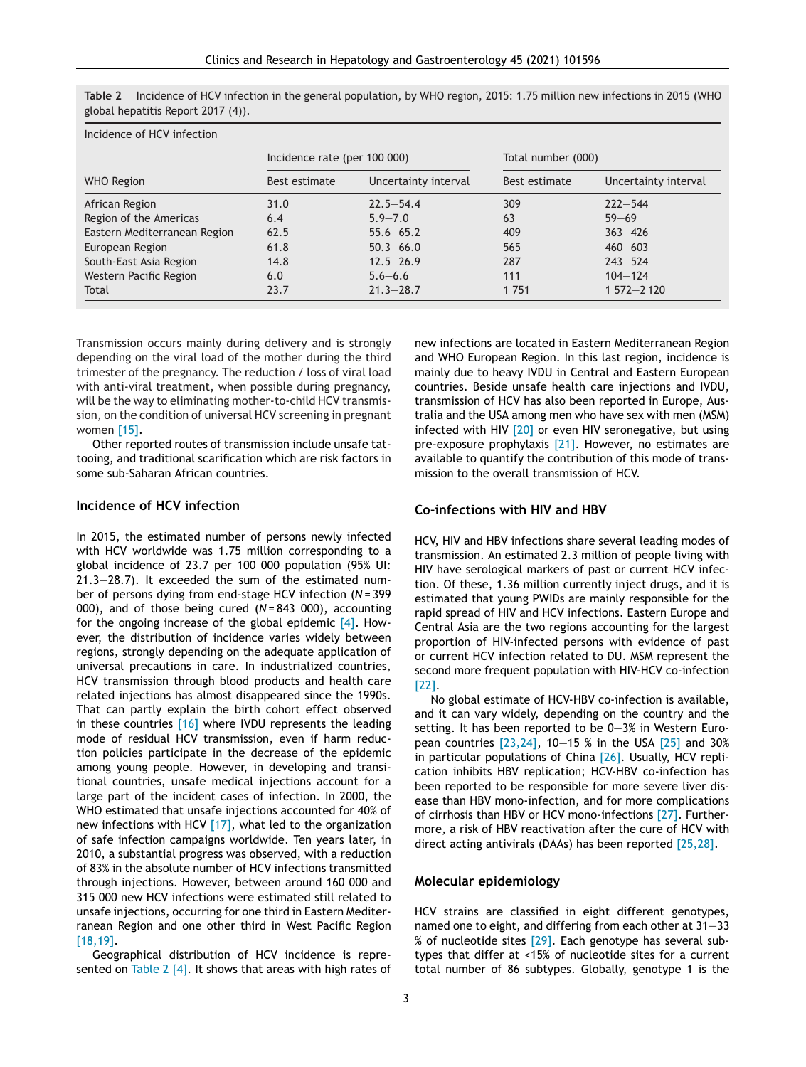**Table 2** Incidence of HCV infection in the general population, by WHO region, 2015: 1.75 million new infections in 2015 (WHO global hepatitis Report 2017 (4)).

| Incidence of HCV infection | | | | |
|---|---|---|---|---|
| | Incidence rate (per 100 000) | | Total number (000) | |
| WHO Region | Best estimate | Uncertainty interval | Best estimate | Uncertainty interval |
| African Region | 31.0 | 22.5—54.4 | 309 | 222—544 |
| Region of the Americas | 6.4 | 5.9—7.0 | 63 | 59—69 |
| Eastern Mediterranean Region | 62.5 | 55.6—65.2 | 409 | 363—426 |
| European Region | 61.8 | 50.3—66.0 | 565 | 460—603 |
| South-East Asia Region | 14.8 | 12.5—26.9 | 287 | 243—524 |
| Western Pacific Region | 6.0 | 5.6—6.6 | 111 | 104—124 |
| Total | 23.7 | 21.3—28.7 | 1 751 | 1 572—2 120 |

Transmission occurs mainly during delivery and is strongly depending on the viral load of the mother during the third trimester of the pregnancy. The reduction / loss of viral load with anti-viral treatment, when possible during pregnancy, will be the way to eliminating mother-to-child HCV transmission, on the condition of universal HCV screening in pregnant women [15].

Other reported routes of transmission include unsafe tattooing, and traditional scarification which are risk factors in some sub-Saharan African countries.

## Incidence of HCV infection

In 2015, the estimated number of persons newly infected with HCV worldwide was 1.75 million corresponding to a global incidence of 23.7 per 100 000 population (95% UI: 21.3—28.7). It exceeded the sum of the estimated number of persons dying from end-stage HCV infection (*N* = 399 000), and of those being cured (*N* = 843 000), accounting for the ongoing increase of the global epidemic [4]. However, the distribution of incidence varies widely between regions, strongly depending on the adequate application of universal precautions in care. In industrialized countries, HCV transmission through blood products and health care related injections has almost disappeared since the 1990s. That can partly explain the birth cohort effect observed in these countries [16] where IVDU represents the leading mode of residual HCV transmission, even if harm reduction policies participate in the decrease of the epidemic among young people. However, in developing and transitional countries, unsafe medical injections account for a large part of the incident cases of infection. In 2000, the WHO estimated that unsafe injections accounted for 40% of new infections with HCV [17], what led to the organization of safe infection campaigns worldwide. Ten years later, in 2010, a substantial progress was observed, with a reduction of 83% in the absolute number of HCV infections transmitted through injections. However, between around 160 000 and 315 000 new HCV infections were estimated still related to unsafe injections, occurring for one third in Eastern Mediterranean Region and one other third in West Pacific Region [18,19].

Geographical distribution of HCV incidence is represented on Table 2 [4]. It shows that areas with high rates of new infections are located in Eastern Mediterranean Region and WHO European Region. In this last region, incidence is mainly due to heavy IVDU in Central and Eastern European countries. Beside unsafe health care injections and IVDU, transmission of HCV has also been reported in Europe, Australia and the USA among men who have sex with men (MSM) infected with HIV [20] or even HIV seronegative, but using pre-exposure prophylaxis [21]. However, no estimates are available to quantify the contribution of this mode of transmission to the overall transmission of HCV.

## Co-infections with HIV and HBV

HCV, HIV and HBV infections share several leading modes of transmission. An estimated 2.3 million of people living with HIV have serological markers of past or current HCV infection. Of these, 1.36 million currently inject drugs, and it is estimated that young PWIDs are mainly responsible for the rapid spread of HIV and HCV infections. Eastern Europe and Central Asia are the two regions accounting for the largest proportion of HIV-infected persons with evidence of past or current HCV infection related to DU. MSM represent the second more frequent population with HIV-HCV co-infection [22].

No global estimate of HCV-HBV co-infection is available, and it can vary widely, depending on the country and the setting. It has been reported to be 0—3% in Western European countries [23,24], 10—15 % in the USA [25] and 30% in particular populations of China [26]. Usually, HCV replication inhibits HBV replication; HCV-HBV co-infection has been reported to be responsible for more severe liver disease than HBV mono-infection, and for more complications of cirrhosis than HBV or HCV mono-infections [27]. Furthermore, a risk of HBV reactivation after the cure of HCV with direct acting antivirals (DAAs) has been reported [25,28].

## Molecular epidemiology

HCV strains are classified in eight different genotypes, named one to eight, and differing from each other at 31—33 % of nucleotide sites [29]. Each genotype has several subtypes that differ at <15% of nucleotide sites for a current total number of 86 subtypes. Globally, genotype 1 is the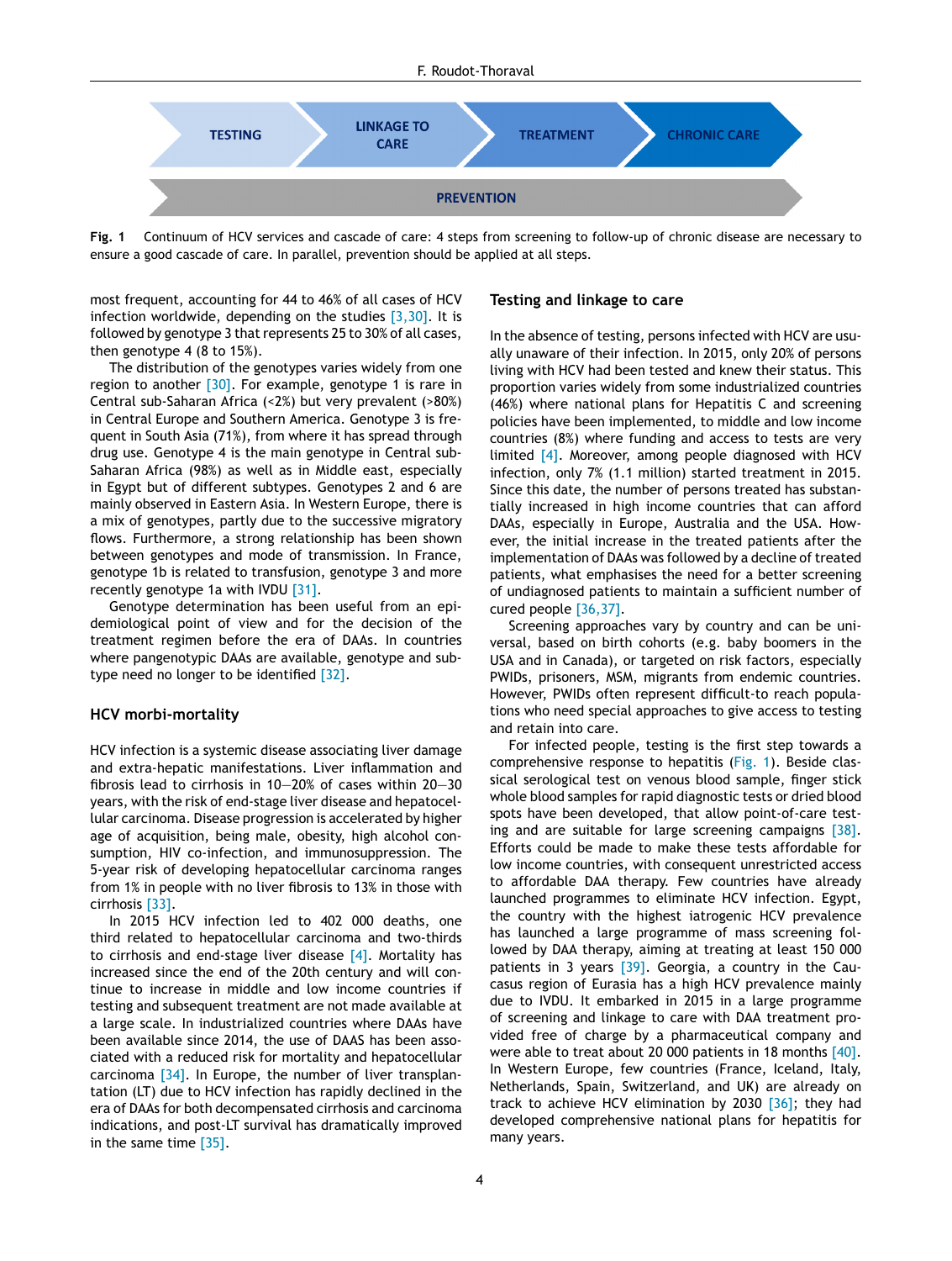TESTING → LINKAGE TO CARE → TREATMENT → CHRONIC CARE

PREVENTION

**Fig. 1** Continuum of HCV services and cascade of care: 4 steps from screening to follow-up of chronic disease are necessary to ensure a good cascade of care. In parallel, prevention should be applied at all steps.

most frequent, accounting for 44 to 46% of all cases of HCV infection worldwide, depending on the studies [3,30]. It is followed by genotype 3 that represents 25 to 30% of all cases, then genotype 4 (8 to 15%).

The distribution of the genotypes varies widely from one region to another [30]. For example, genotype 1 is rare in Central sub-Saharan Africa (<2%) but very prevalent (>80%) in Central Europe and Southern America. Genotype 3 is frequent in South Asia (71%), from where it has spread through drug use. Genotype 4 is the main genotype in Central sub-Saharan Africa (98%) as well as in Middle east, especially in Egypt but of different subtypes. Genotypes 2 and 6 are mainly observed in Eastern Asia. In Western Europe, there is a mix of genotypes, partly due to the successive migratory flows. Furthermore, a strong relationship has been shown between genotypes and mode of transmission. In France, genotype 1b is related to transfusion, genotype 3 and more recently genotype 1a with IVDU [31].

Genotype determination has been useful from an epidemiological point of view and for the decision of the treatment regimen before the era of DAAs. In countries where pangenotypic DAAs are available, genotype and subtype need no longer to be identified [32].

## HCV morbi-mortality

HCV infection is a systemic disease associating liver damage and extra-hepatic manifestations. Liver inflammation and fibrosis lead to cirrhosis in 10—20% of cases within 20—30 years, with the risk of end-stage liver disease and hepatocellular carcinoma. Disease progression is accelerated by higher age of acquisition, being male, obesity, high alcohol consumption, HIV co-infection, and immunosuppression. The 5-year risk of developing hepatocellular carcinoma ranges from 1% in people with no liver fibrosis to 13% in those with cirrhosis [33].

In 2015 HCV infection led to 402 000 deaths, one third related to hepatocellular carcinoma and two-thirds to cirrhosis and end-stage liver disease [4]. Mortality has increased since the end of the 20th century and will continue to increase in middle and low income countries if testing and subsequent treatment are not made available at a large scale. In industrialized countries where DAAs have been available since 2014, the use of DAAS has been associated with a reduced risk for mortality and hepatocellular carcinoma [34]. In Europe, the number of liver transplantation (LT) due to HCV infection has rapidly declined in the era of DAAs for both decompensated cirrhosis and carcinoma indications, and post-LT survival has dramatically improved in the same time [35].

## Testing and linkage to care

In the absence of testing, persons infected with HCV are usually unaware of their infection. In 2015, only 20% of persons living with HCV had been tested and knew their status. This proportion varies widely from some industrialized countries (46%) where national plans for Hepatitis C and screening policies have been implemented, to middle and low income countries (8%) where funding and access to tests are very limited [4]. Moreover, among people diagnosed with HCV infection, only 7% (1.1 million) started treatment in 2015. Since this date, the number of persons treated has substantially increased in high income countries that can afford DAAs, especially in Europe, Australia and the USA. However, the initial increase in the treated patients after the implementation of DAAs was followed by a decline of treated patients, what emphasises the need for a better screening of undiagnosed patients to maintain a sufficient number of cured people [36,37].

Screening approaches vary by country and can be universal, based on birth cohorts (e.g. baby boomers in the USA and in Canada), or targeted on risk factors, especially PWIDs, prisoners, MSM, migrants from endemic countries. However, PWIDs often represent difficult-to reach populations who need special approaches to give access to testing and retain into care.

For infected people, testing is the first step towards a comprehensive response to hepatitis (Fig. 1). Beside classical serological test on venous blood sample, finger stick whole blood samples for rapid diagnostic tests or dried blood spots have been developed, that allow point-of-care testing and are suitable for large screening campaigns [38]. Efforts could be made to make these tests affordable for low income countries, with consequent unrestricted access to affordable DAA therapy. Few countries have already launched programmes to eliminate HCV infection. Egypt, the country with the highest iatrogenic HCV prevalence has launched a large programme of mass screening followed by DAA therapy, aiming at treating at least 150 000 patients in 3 years [39]. Georgia, a country in the Caucasus region of Eurasia has a high HCV prevalence mainly due to IVDU. It embarked in 2015 in a large programme of screening and linkage to care with DAA treatment provided free of charge by a pharmaceutical company and were able to treat about 20 000 patients in 18 months [40]. In Western Europe, few countries (France, Iceland, Italy, Netherlands, Spain, Switzerland, and UK) are already on track to achieve HCV elimination by 2030 [36]; they had developed comprehensive national plans for hepatitis for many years.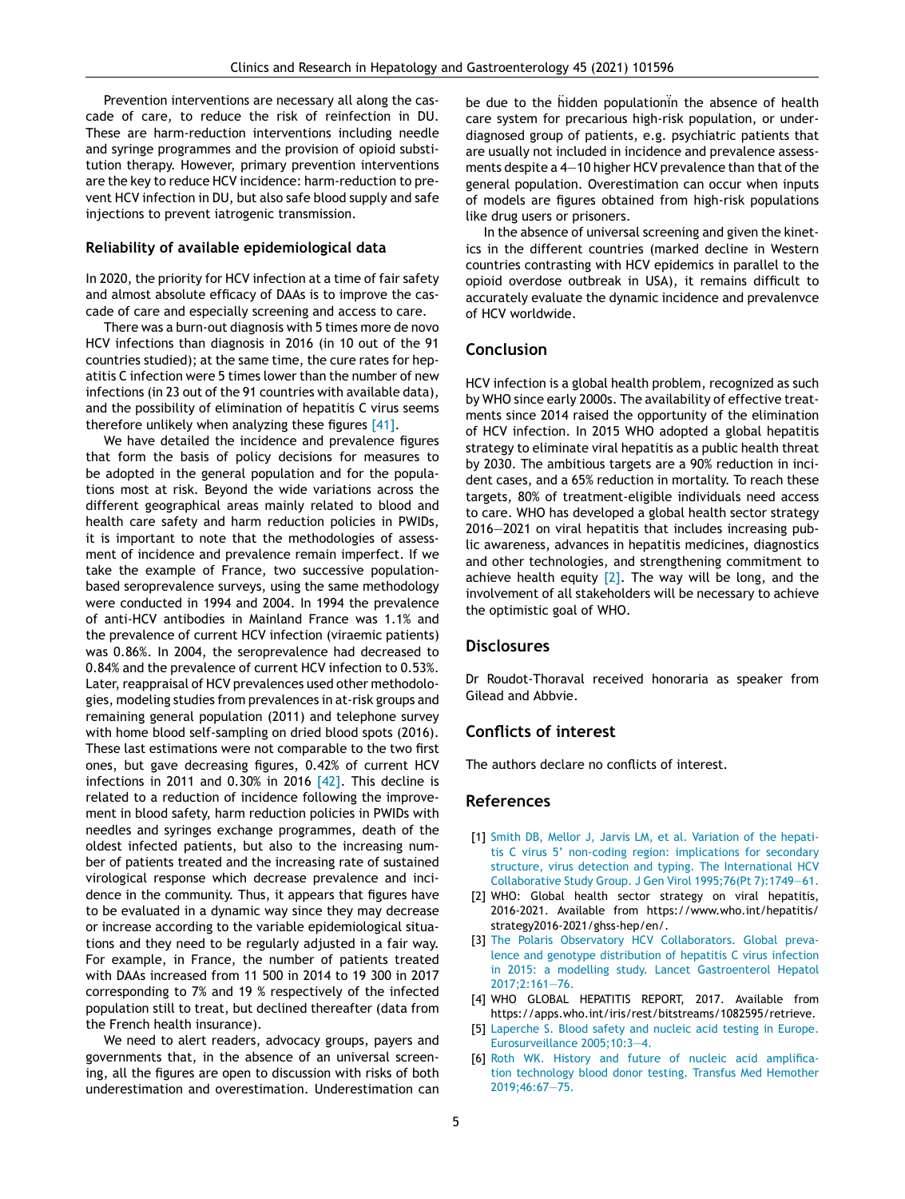Prevention interventions are necessary all along the cascade of care, to reduce the risk of reinfection in DU. These are harm-reduction interventions including needle and syringe programmes and the provision of opioid substitution therapy. However, primary prevention interventions are the key to reduce HCV incidence: harm-reduction to prevent HCV infection in DU, but also safe blood supply and safe injections to prevent iatrogenic transmission.

### Reliability of available epidemiological data

In 2020, the priority for HCV infection at a time of fair safety and almost absolute efficacy of DAAs is to improve the cascade of care and especially screening and access to care.

There was a burn-out diagnosis with 5 times more de novo HCV infections than diagnosis in 2016 (in 10 out of the 91 countries studied); at the same time, the cure rates for hepatitis C infection were 5 times lower than the number of new infections (in 23 out of the 91 countries with available data), and the possibility of elimination of hepatitis C virus seems therefore unlikely when analyzing these figures [41].

We have detailed the incidence and prevalence figures that form the basis of policy decisions for measures to be adopted in the general population and for the populations most at risk. Beyond the wide variations across the different geographical areas mainly related to blood and health care safety and harm reduction policies in PWIDs, it is important to note that the methodologies of assessment of incidence and prevalence remain imperfect. If we take the example of France, two successive population-based seroprevalence surveys, using the same methodology were conducted in 1994 and 2004. In 1994 the prevalence of anti-HCV antibodies in Mainland France was 1.1% and the prevalence of current HCV infection (viraemic patients) was 0.86%. In 2004, the seroprevalence had decreased to 0.84% and the prevalence of current HCV infection to 0.53%. Later, reappraisal of HCV prevalences used other methodologies, modeling studies from prevalences in at-risk groups and remaining general population (2011) and telephone survey with home blood self-sampling on dried blood spots (2016). These last estimations were not comparable to the two first ones, but gave decreasing figures, 0.42% of current HCV infections in 2011 and 0.30% in 2016 [42]. This decline is related to a reduction of incidence following the improvement in blood safety, harm reduction policies in PWIDs with needles and syringes exchange programmes, death of the oldest infected patients, but also to the increasing number of patients treated and the increasing rate of sustained virological response which decrease prevalence and incidence in the community. Thus, it appears that figures have to be evaluated in a dynamic way since they may decrease or increase according to the variable epidemiological situations and they need to be regularly adjusted in a fair way. For example, in France, the number of patients treated with DAAs increased from 11 500 in 2014 to 19 300 in 2017 corresponding to 7% and 19 % respectively of the infected population still to treat, but declined thereafter (data from the French health insurance).

We need to alert readers, advocacy groups, payers and governments that, in the absence of an universal screening, all the figures are open to discussion with risks of both underestimation and overestimation. Underestimation can be due to the "hidden population" in the absence of health care system for precarious high-risk population, or under-diagnosed group of patients, e.g. psychiatric patients that are usually not included in incidence and prevalence assessments despite a 4–10 higher HCV prevalence than that of the general population. Overestimation can occur when inputs of models are figures obtained from high-risk populations like drug users or prisoners.

In the absence of universal screening and given the kinetics in the different countries (marked decline in Western countries contrasting with HCV epidemics in parallel to the opioid overdose outbreak in USA), it remains difficult to accurately evaluate the dynamic incidence and prevalenvce of HCV worldwide.

## Conclusion

HCV infection is a global health problem, recognized as such by WHO since early 2000s. The availability of effective treatments since 2014 raised the opportunity of the elimination of HCV infection. In 2015 WHO adopted a global hepatitis strategy to eliminate viral hepatitis as a public health threat by 2030. The ambitious targets are a 90% reduction in incident cases, and a 65% reduction in mortality. To reach these targets, 80% of treatment-eligible individuals need access to care. WHO has developed a global health sector strategy 2016–2021 on viral hepatitis that includes increasing public awareness, advances in hepatitis medicines, diagnostics and other technologies, and strengthening commitment to achieve health equity [2]. The way will be long, and the involvement of all stakeholders will be necessary to achieve the optimistic goal of WHO.

## Disclosures

Dr Roudot-Thoraval received honoraria as speaker from Gilead and Abbvie.

## Conflicts of interest

The authors declare no conflicts of interest.

## References

[1] Smith DB, Mellor J, Jarvis LM, et al. Variation of the hepatitis C virus 5' non-coding region: implications for secondary structure, virus detection and typing. The International HCV Collaborative Study Group. J Gen Virol 1995;76(Pt 7):1749–61.

[2] WHO: Global health sector strategy on viral hepatitis, 2016-2021. Available from https://www.who.int/hepatitis/strategy2016-2021/ghss-hep/en/.

[3] The Polaris Observatory HCV Collaborators. Global prevalence and genotype distribution of hepatitis C virus infection in 2015: a modelling study. Lancet Gastroenterol Hepatol 2017;2:161–76.

[4] WHO GLOBAL HEPATITIS REPORT, 2017. Available from https://apps.who.int/iris/rest/bitstreams/1082595/retrieve.

[5] Laperche S. Blood safety and nucleic acid testing in Europe. Eurosurveillance 2005;10:3–4.

[6] Roth WK. History and future of nucleic acid amplification technology blood donor testing. Transfus Med Hemother 2019;46:67–75.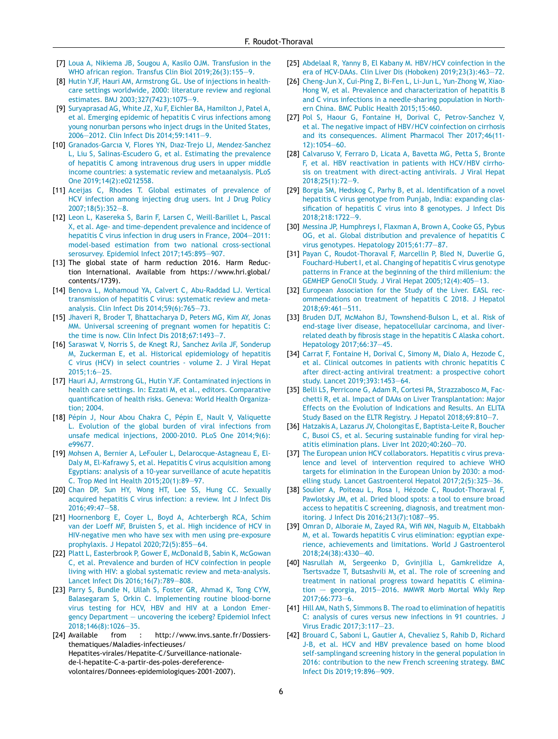[7] Loua A, Nikiema JB, Sougou A, Kasilo OJM. Transfusion in the WHO african region. Transfus Clin Biol 2019;26(3):155—9.

[8] Hutin YJF, Hauri AM, Armstrong GL. Use of injections in healthcare settings worldwide, 2000: literature review and regional estimates. BMJ 2003;327(7423):1075—9.

[9] Suryaprasad AG, White JZ, Xu F, Eichler BA, Hamilton J, Patel A, et al. Emerging epidemic of hepatitis C virus infections among young nonurban persons who inject drugs in the United States, 2006—2012. Clin Infect Dis 2014;59:1411—9.

[10] Granados-Garcıa V, Flores YN, Dıaz-Trejo LI, Mendez-Sanchez L, Liu S, Salinas-Escudero G, et al. Estimating the prevalence of hepatitis C among intravenous drug users in upper middle income countries: a systematic review and metaanalysis. PLoS One 2019;14(2):e0212558.

[11] Aceijas C, Rhodes T. Global estimates of prevalence of HCV infection among injecting drug users. Int J Drug Policy 2007;18(5):352—8.

[12] Leon L, Kasereka S, Barin F, Larsen C, Weill-Barillet L, Pascal X, et al. Age- and time-dependent prevalence and incidence of hepatitis C virus infection in drug users in France, 2004—2011: model-based estimation from two national cross-sectional serosurvey. Epidemiol Infect 2017;145:895—907.

[13] The global state of harm reduction 2016. Harm Reduction International. Available from https://www.hri.global/contents/1739).

[14] Benova L, Mohamoud YA, Calvert C, Abu-Raddad LJ. Vertical transmission of hepatitis C virus: systematic review and meta-analysis. Clin Infect Dis 2014;59(6):765—73.

[15] Jhaveri R, Broder T, Bhattacharya D, Peters MG, Kim AY, Jonas MM. Universal screening of pregnant women for hepatitis C: the time is now. Clin Infect Dis 2018;67:1493—7.

[16] Saraswat V, Norris S, de Knegt RJ, Sanchez Avila JF, Sonderup M, Zuckerman E, et al. Historical epidemiology of hepatitis C virus (HCV) in select countries - volume 2. J Viral Hepat 2015;1:6—25.

[17] Hauri AJ, Armstrong GL, Hutin YJF. Contaminated injections in health care settings. In: Ezzati M, et al., editors. Comparative quantification of health risks. Geneva: World Health Organization; 2004.

[18] Pépin J, Nour Abou Chakra C, Pépin E, Nault V, Valiquette L. Evolution of the global burden of viral infections from unsafe medical injections, 2000-2010. PLoS One 2014;9(6): e99677.

[19] Mohsen A, Bernier A, LeFouler L, Delarocque-Astagneau E, El-Daly M, El-Kafrawy S, et al. Hepatitis C virus acquisition among Egyptians: analysis of a 10-year surveillance of acute hepatitis C. Trop Med Int Health 2015;20(1):89—97.

[20] Chan DP, Sun HY, Wong HT, Lee SS, Hung CC. Sexually acquired hepatitis C virus infection: a review. Int J Infect Dis 2016;49:47—58.

[21] Hoornenborg E, Coyer L, Boyd A, Achterbergh RCA, Schim van der Loeff MF, Bruisten S, et al. High incidence of HCV in HIV-negative men who have sex with men using pre-exposure prophylaxis. J Hepatol 2020;72(5):855—64.

[22] Platt L, Easterbrook P, Gower E, McDonald B, Sabin K, McGowan C, et al. Prevalence and burden of HCV coinfection in people living with HIV: a global systematic review and meta-analysis. Lancet Infect Dis 2016;16(7):789—808.

[23] Parry S, Bundle N, Ullah S, Foster GR, Ahmad K, Tong CYW, Balasegaram S, Orkin C. Implementing routine blood-borne virus testing for HCV, HBV and HIV at a London Emergency Department — uncovering the iceberg? Epidemiol Infect 2018;146(8):1026—35.

[24] Available from : http://www.invs.sante.fr/Dossiers-thematiques/Maladies-infectieuses/Hepatites-virales/Hepatite-C/Surveillance-nationale-de-l-hepatite-C-a-partir-des-poles-dereference-volontaires/Donnees-epidemiologiques-2001-2007).

[25] Abdelaal R, Yanny B, El Kabany M. HBV/HCV coinfection in the era of HCV-DAAs. Clin Liver Dis (Hoboken) 2019;23(3):463—72.

[26] Cheng-Jun X, Cui-Ping Z, Bi-Fen L, Li-Jun L, Yun-Zhong W, Xiao-Hong W, et al. Prevalence and characterization of hepatitis B and C virus infections in a needle-sharing population in Northern China. BMC Public Health 2015;15:460.

[27] Pol S, Haour G, Fontaine H, Dorival C, Petrov-Sanchez V, et al. The negative impact of HBV/HCV coinfection on cirrhosis and its consequences. Aliment Pharmacol Ther 2017;46(11-12):1054—60.

[28] Calvaruso V, Ferraro D, Licata A, Bavetta MG, Petta S, Bronte F, et al. HBV reactivation in patients with HCV/HBV cirrhosis on treatment with direct-acting antivirals. J Viral Hepat 2018;25(1):72—9.

[29] Borgia SM, Hedskog C, Parhy B, et al. Identification of a novel hepatitis C virus genotype from Punjab, India: expanding classification of hepatitis C virus into 8 genotypes. J Infect Dis 2018;218:1722—9.

[30] Messina JP, Humphreys I, Flaxman A, Brown A, Cooke GS, Pybus OG, et al. Global distribution and prevalence of hepatitis C virus genotypes. Hepatology 2015;61:77—87.

[31] Payan C, Roudot-Thoraval F, Marcellin P, Bled N, Duverlie G, Fouchard-Hubert I, et al. Changing of hepatitis C virus genotype patterns in France at the beginning of the third millenium: the GEMHEP GenoCII Study. J Viral Hepat 2005;12(4):405—13.

[32] European Association for the Study of the Liver. EASL recommendations on treatment of hepatitis C 2018. J Hepatol 2018;69:461—511.

[33] Bruden DJT, McMahon BJ, Townshend-Bulson L, et al. Risk of end-stage liver disease, hepatocellular carcinoma, and liver-related death by fibrosis stage in the hepatitis C Alaska cohort. Hepatology 2017;66:37—45.

[34] Carrat F, Fontaine H, Dorival C, Simony M, Dialo A, Hezode C, et al. Clinical outcomes in patients with chronic hepatitis C after direct-acting antiviral treatment: a prospective cohort study. Lancet 2019;393:1453—64.

[35] Belli LS, Perricone G, Adam R, Cortesi PA, Strazzabosco M, Facchetti R, et al. Impact of DAAs on Liver Transplantation: Major Effects on the Evolution of Indications and Results. An ELITA Study Based on the ELTR Registry. J Hepatol 2018;69:810—7.

[36] Hatzakis A, Lazarus JV, Cholongitas E, Baptista-Leite R, Boucher C, Busoi CS, et al. Securing sustainable funding for viral hepatitis elimination plans. Liver Int 2020;40:260—70.

[37] The European union HCV collaborators. Hepatitis c virus prevalence and level of intervention required to achieve WHO targets for elimination in the European Union by 2030: a modelling study. Lancet Gastroenterol Hepatol 2017;2(5):325—36.

[38] Soulier A, Poiteau L, Rosa I, Hézode C, Roudot-Thoraval F, Pawlotsky JM, et al. Dried blood spots: a tool to ensure broad access to hepatitis C screening, diagnosis, and treatment monitoring. J Infect Dis 2016;213(7):1087—95.

[39] Omran D, Alboraie M, Zayed RA, Wifi MN, Naguib M, Eltabbakh M, et al. Towards hepatitis C virus elimination: egyptian experience, achievements and limitations. World J Gastroenterol 2018;24(38):4330—40.

[40] Nasrullah M, Sergeenko D, Gvinjilia L, Gamkrelidze A, Tsertsvadze T, Butsashvili M, et al. The role of screening and treatment in national progress toward hepatitis C elimination — georgia, 2015—2016. MMWR Morb Mortal Wkly Rep 2017;66:773—6.

[41] Hill AM, Nath S, Simmons B. The road to elimination of hepatitis C: analysis of cures versus new infections in 91 countries. J Virus Eradic 2017;3:117—23.

[42] Brouard C, Saboni L, Gautier A, Chevaliez S, Rahib D, Richard J-B, et al. HCV and HBV prevalence based on home blood self-samplingand screening history in the general population in 2016: contribution to the new French screening strategy. BMC Infect Dis 2019;19:896—909.